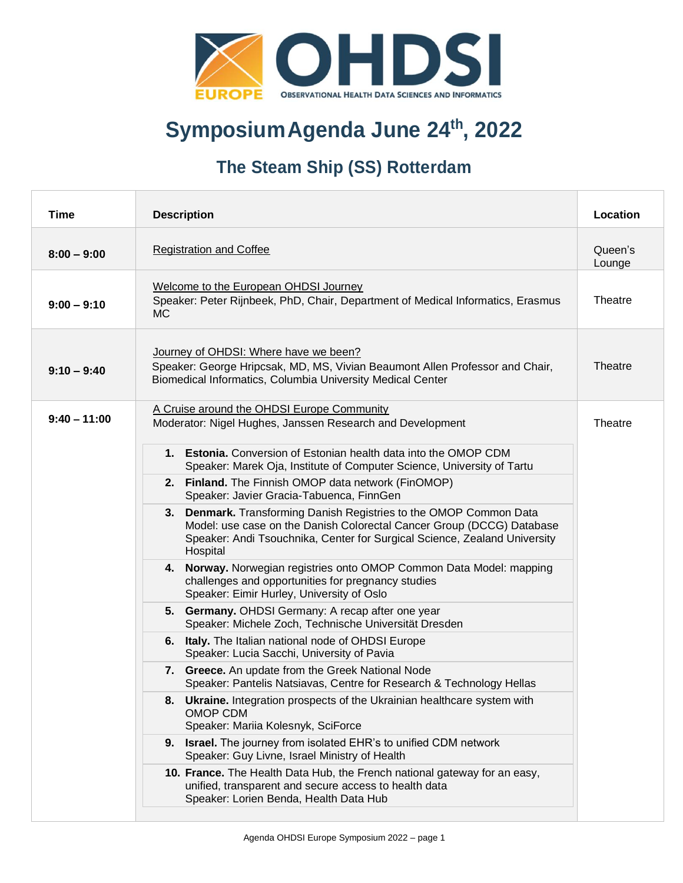# Symposium Agenda June 24th, 2022

## The Steam Ship (SS) Rotterdam

| Time | Description | Location |
|---|---|---|
| **8:00 – 9:00** | Registration and Coffee | Queen's Lounge |
| **9:00 – 9:10** | Welcome to the European OHDSI Journey<br>Speaker: Peter Rijnbeek, PhD, Chair, Department of Medical Informatics, Erasmus MC | Theatre |
| **9:10 – 9:40** | Journey of OHDSI: Where have we been?<br>Speaker: George Hripcsak, MD, MS, Vivian Beaumont Allen Professor and Chair, Biomedical Informatics, Columbia University Medical Center | Theatre |
| **9:40 – 11:00** | A Cruise around the OHDSI Europe Community<br>Moderator: Nigel Hughes, Janssen Research and Development<br><br>1. **Estonia.** Conversion of Estonian health data into the OMOP CDM<br>Speaker: Marek Oja, Institute of Computer Science, University of Tartu<br>2. **Finland.** The Finnish OMOP data network (FinOMOP)<br>Speaker: Javier Gracia-Tabuenca, FinnGen<br>3. **Denmark.** Transforming Danish Registries to the OMOP Common Data Model: use case on the Danish Colorectal Cancer Group (DCCG) Database<br>Speaker: Andi Tsouchnika, Center for Surgical Science, Zealand University Hospital<br>4. **Norway.** Norwegian registries onto OMOP Common Data Model: mapping challenges and opportunities for pregnancy studies<br>Speaker: Eimir Hurley, University of Oslo<br>5. **Germany.** OHDSI Germany: A recap after one year<br>Speaker: Michele Zoch, Technische Universität Dresden<br>6. **Italy.** The Italian national node of OHDSI Europe<br>Speaker: Lucia Sacchi, University of Pavia<br>7. **Greece.** An update from the Greek National Node<br>Speaker: Pantelis Natsiavas, Centre for Research & Technology Hellas<br>8. **Ukraine.** Integration prospects of the Ukrainian healthcare system with OMOP CDM<br>Speaker: Mariia Kolesnyk, SciForce<br>9. **Israel.** The journey from isolated EHR's to unified CDM network<br>Speaker: Guy Livne, Israel Ministry of Health<br>10. **France.** The Health Data Hub, the French national gateway for an easy, unified, transparent and secure access to health data<br>Speaker: Lorien Benda, Health Data Hub | Theatre |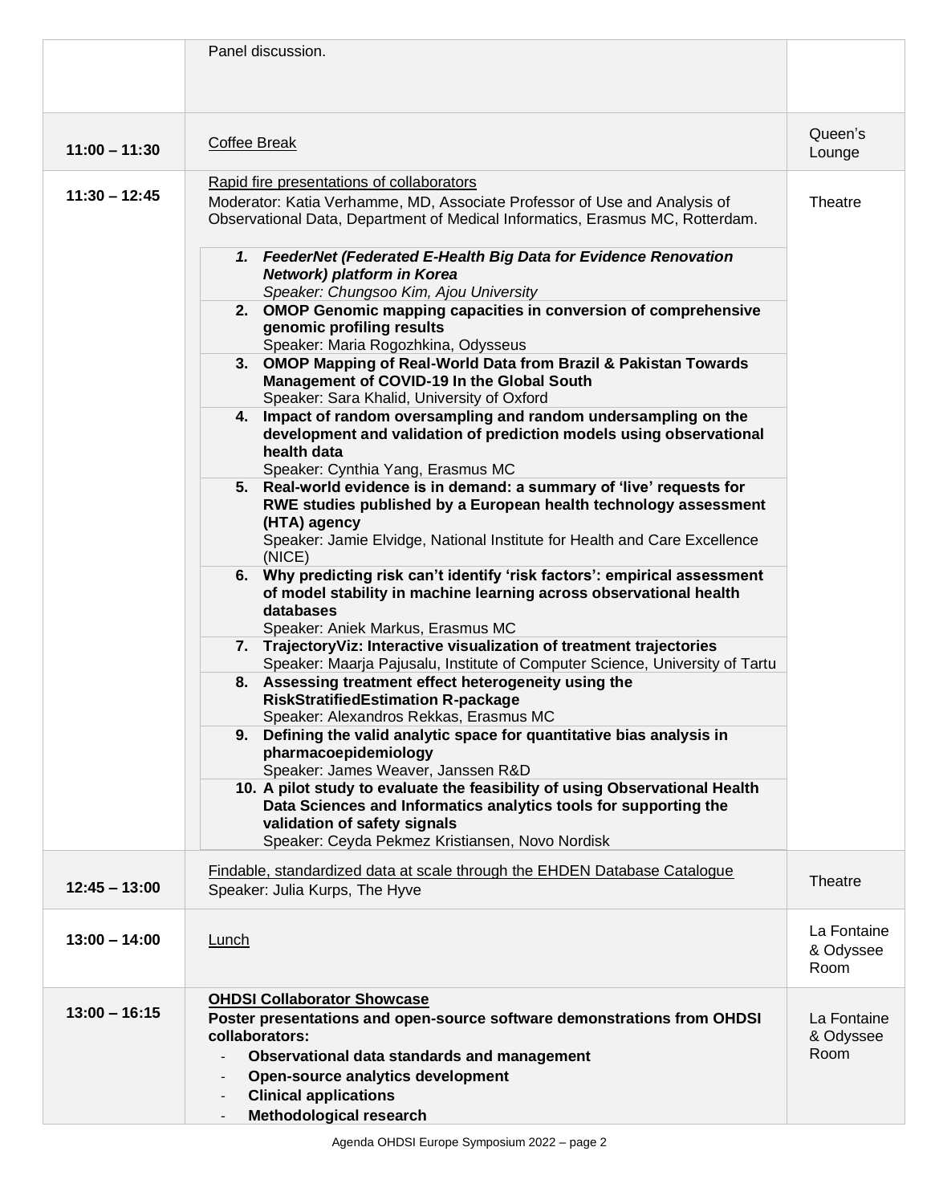| | | |
|---|---|---|
| | Panel discussion. | |
| **11:00 – 11:30** | Coffee Break | Queen's Lounge |
| **11:30 – 12:45** | Rapid fire presentations of collaborators<br>Moderator: Katia Verhamme, MD, Associate Professor of Use and Analysis of Observational Data, Department of Medical Informatics, Erasmus MC, Rotterdam.<br><br>1. ***FeederNet (Federated E-Health Big Data for Evidence Renovation Network) platform in Korea***<br>*Speaker: Chungsoo Kim, Ajou University*<br>2. **OMOP Genomic mapping capacities in conversion of comprehensive genomic profiling results**<br>Speaker: Maria Rogozhkina, Odysseus<br>3. **OMOP Mapping of Real-World Data from Brazil & Pakistan Towards Management of COVID-19 In the Global South**<br>Speaker: Sara Khalid, University of Oxford<br>4. **Impact of random oversampling and random undersampling on the development and validation of prediction models using observational health data**<br>Speaker: Cynthia Yang, Erasmus MC<br>5. **Real-world evidence is in demand: a summary of 'live' requests for RWE studies published by a European health technology assessment (HTA) agency**<br>Speaker: Jamie Elvidge, National Institute for Health and Care Excellence (NICE)<br>6. **Why predicting risk can't identify 'risk factors': empirical assessment of model stability in machine learning across observational health databases**<br>Speaker: Aniek Markus, Erasmus MC<br>7. **TrajectoryViz: Interactive visualization of treatment trajectories**<br>Speaker: Maarja Pajusalu, Institute of Computer Science, University of Tartu<br>8. **Assessing treatment effect heterogeneity using the RiskStratifiedEstimation R-package**<br>Speaker: Alexandros Rekkas, Erasmus MC<br>9. **Defining the valid analytic space for quantitative bias analysis in pharmacoepidemiology**<br>Speaker: James Weaver, Janssen R&D<br>10. **A pilot study to evaluate the feasibility of using Observational Health Data Sciences and Informatics analytics tools for supporting the validation of safety signals**<br>Speaker: Ceyda Pekmez Kristiansen, Novo Nordisk | Theatre |
| **12:45 – 13:00** | Findable, standardized data at scale through the EHDEN Database Catalogue<br>Speaker: Julia Kurps, The Hyve | Theatre |
| **13:00 – 14:00** | Lunch | La Fontaine & Odyssee Room |
| **13:00 – 16:15** | **OHDSI Collaborator Showcase**<br>**Poster presentations and open-source software demonstrations from OHDSI collaborators:**<br>- **Observational data standards and management**<br>- **Open-source analytics development**<br>- **Clinical applications**<br>- **Methodological research** | La Fontaine & Odyssee Room |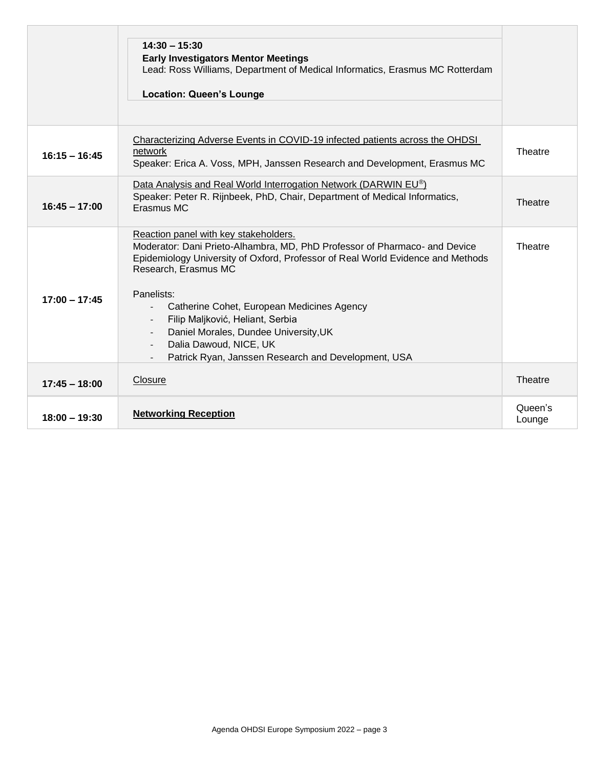| | | |
|---|---|---|
| | **14:30 – 15:30**<br>**Early Investigators Mentor Meetings**<br>Lead: Ross Williams, Department of Medical Informatics, Erasmus MC Rotterdam<br><br>**Location: Queen's Lounge** | |
| **16:15 – 16:45** | Characterizing Adverse Events in COVID-19 infected patients across the OHDSI network<br>Speaker: Erica A. Voss, MPH, Janssen Research and Development, Erasmus MC | Theatre |
| **16:45 – 17:00** | Data Analysis and Real World Interrogation Network (DARWIN EU®)<br>Speaker: Peter R. Rijnbeek, PhD, Chair, Department of Medical Informatics, Erasmus MC | Theatre |
| **17:00 – 17:45** | Reaction panel with key stakeholders.<br>Moderator: Dani Prieto-Alhambra, MD, PhD Professor of Pharmaco- and Device Epidemiology University of Oxford, Professor of Real World Evidence and Methods Research, Erasmus MC<br><br>Panelists:<br>- Catherine Cohet, European Medicines Agency<br>- Filip Maljković, Heliant, Serbia<br>- Daniel Morales, Dundee University,UK<br>- Dalia Dawoud, NICE, UK<br>- Patrick Ryan, Janssen Research and Development, USA | Theatre |
| **17:45 – 18:00** | Closure | Theatre |
| **18:00 – 19:30** | **Networking Reception** | Queen's Lounge |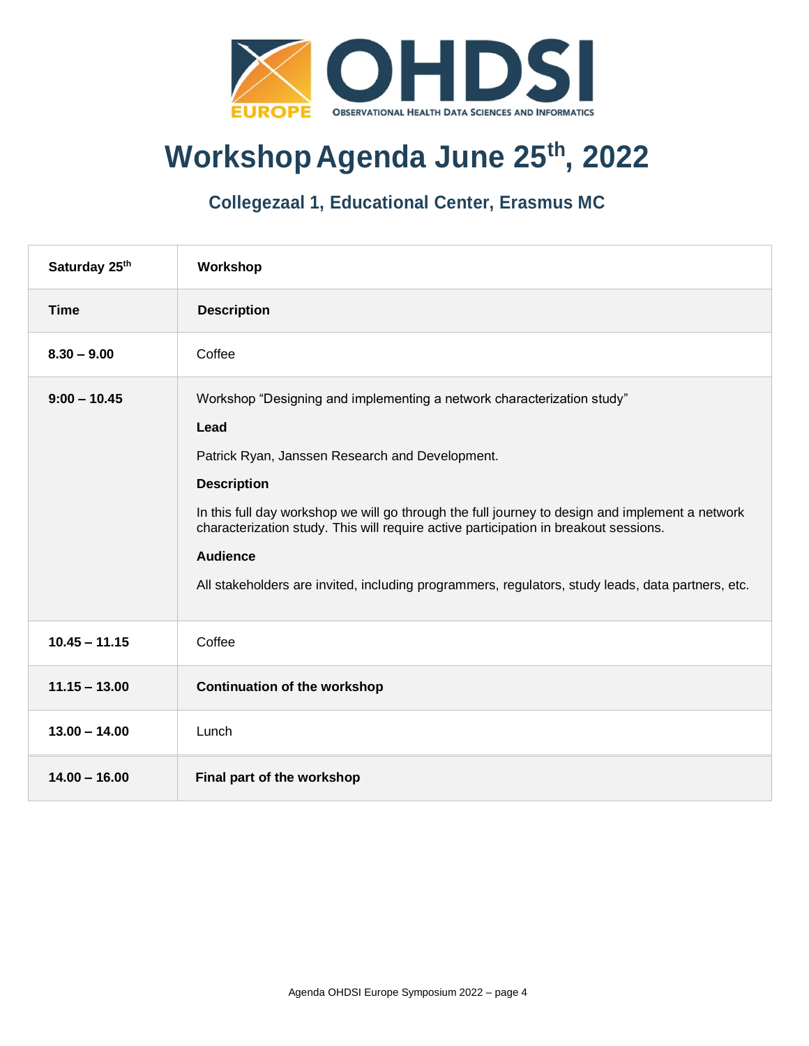# Workshop Agenda June 25th, 2022

## Collegezaal 1, Educational Center, Erasmus MC

| **Saturday 25th** | **Workshop** |
|---|---|
| **Time** | **Description** |
| **8.30 – 9.00** | Coffee |
| **9:00 – 10.45** | Workshop “Designing and implementing a network characterization study”<br><br>**Lead**<br><br>Patrick Ryan, Janssen Research and Development.<br><br>**Description**<br><br>In this full day workshop we will go through the full journey to design and implement a network characterization study. This will require active participation in breakout sessions.<br><br>**Audience**<br><br>All stakeholders are invited, including programmers, regulators, study leads, data partners, etc. |
| **10.45 – 11.15** | Coffee |
| **11.15 – 13.00** | **Continuation of the workshop** |
| **13.00 – 14.00** | Lunch |
| **14.00 – 16.00** | **Final part of the workshop** |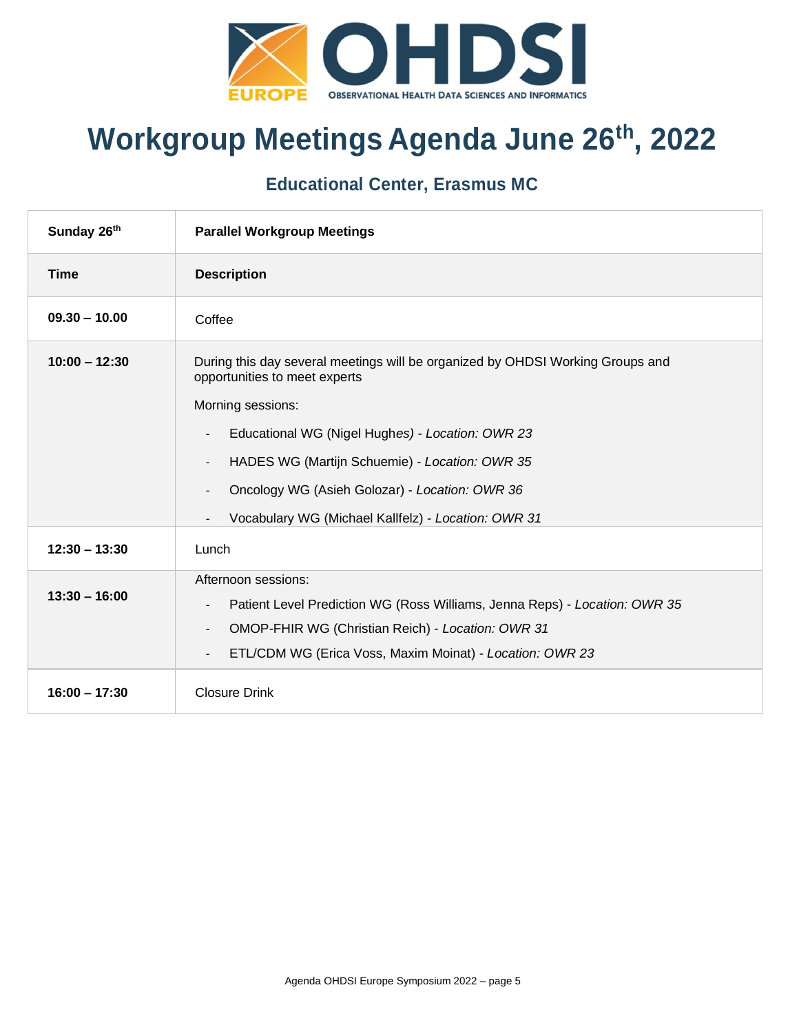# Workgroup Meetings Agenda June 26th, 2022

## Educational Center, Erasmus MC

| **Sunday 26th** | **Parallel Workgroup Meetings** |
|---|---|
| **Time** | **Description** |
| **09.30 – 10.00** | Coffee |
| **10:00 – 12:30** | During this day several meetings will be organized by OHDSI Working Groups and opportunities to meet experts<br>Morning sessions:<br>- Educational WG (Nigel Hughes) - *Location: OWR 23*<br>- HADES WG (Martijn Schuemie) - *Location: OWR 35*<br>- Oncology WG (Asieh Golozar) - *Location: OWR 36*<br>- Vocabulary WG (Michael Kallfelz) - *Location: OWR 31* |
| **12:30 – 13:30** | Lunch |
| **13:30 – 16:00** | Afternoon sessions:<br>- Patient Level Prediction WG (Ross Williams, Jenna Reps) - *Location: OWR 35*<br>- OMOP-FHIR WG (Christian Reich) - *Location: OWR 31*<br>- ETL/CDM WG (Erica Voss, Maxim Moinat) - *Location: OWR 23* |
| **16:00 – 17:30** | Closure Drink |